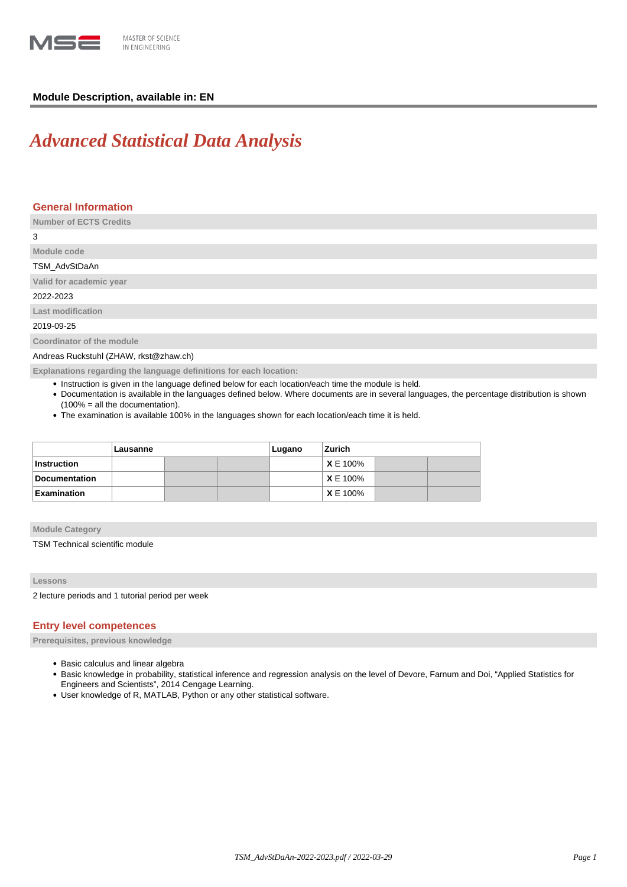**Module Description, available in: EN**

# *Advanced Statistical Data Analysis*

## General Information

**Number of ECTS Credits**

3

**Module code**

TSM_AdvStDaAn

**Valid for academic year**

2022-2023

**Last modification**

2019-09-25

**Coordinator of the module**

Andreas Ruckstuhl (ZHAW, rkst@zhaw.ch)

**Explanations regarding the language definitions for each location:**

- Instruction is given in the language defined below for each location/each time the module is held.
- Documentation is available in the languages defined below. Where documents are in several languages, the percentage distribution is shown (100% = all the documentation).
- The examination is available 100% in the languages shown for each location/each time it is held.

| | Lausanne | | | Lugano | Zurich | | |
|---|---|---|---|---|---|---|---|
| **Instruction** | | | | | **X** E 100% | | |
| **Documentation** | | | | | **X** E 100% | | |
| **Examination** | | | | | **X** E 100% | | |

**Module Category**

TSM Technical scientific module

**Lessons**

2 lecture periods and 1 tutorial period per week

## Entry level competences

**Prerequisites, previous knowledge**

- Basic calculus and linear algebra
- Basic knowledge in probability, statistical inference and regression analysis on the level of Devore, Farnum and Doi, “Applied Statistics for Engineers and Scientists”, 2014 Cengage Learning.
- User knowledge of R, MATLAB, Python or any other statistical software.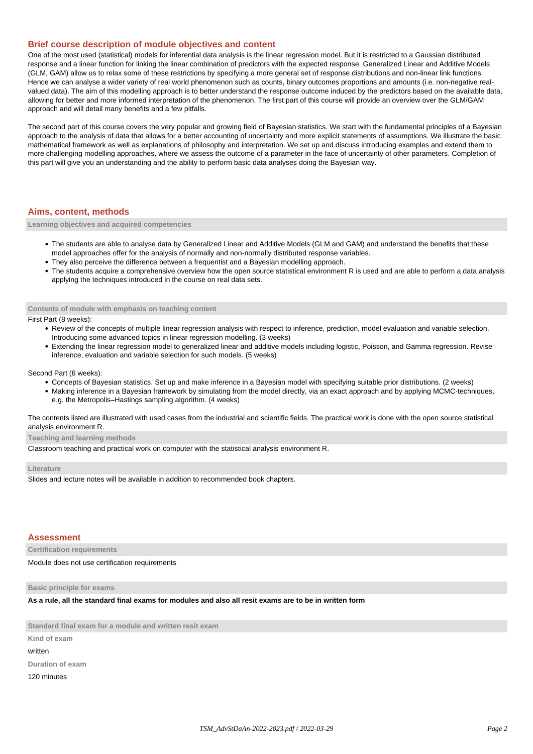## Brief course description of module objectives and content

One of the most used (statistical) models for inferential data analysis is the linear regression model. But it is restricted to a Gaussian distributed response and a linear function for linking the linear combination of predictors with the expected response. Generalized Linear and Additive Models (GLM, GAM) allow us to relax some of these restrictions by specifying a more general set of response distributions and non-linear link functions. Hence we can analyse a wider variety of real world phenomenon such as counts, binary outcomes proportions and amounts (i.e. non-negative real-valued data). The aim of this modelling approach is to better understand the response outcome induced by the predictors based on the available data, allowing for better and more informed interpretation of the phenomenon. The first part of this course will provide an overview over the GLM/GAM approach and will detail many benefits and a few pitfalls.

The second part of this course covers the very popular and growing field of Bayesian statistics. We start with the fundamental principles of a Bayesian approach to the analysis of data that allows for a better accounting of uncertainty and more explicit statements of assumptions. We illustrate the basic mathematical framework as well as explanations of philosophy and interpretation. We set up and discuss introducing examples and extend them to more challenging modelling approaches, where we assess the outcome of a parameter in the face of uncertainty of other parameters. Completion of this part will give you an understanding and the ability to perform basic data analyses doing the Bayesian way.

## Aims, content, methods

### Learning objectives and acquired competencies

- The students are able to analyse data by Generalized Linear and Additive Models (GLM and GAM) and understand the benefits that these model approaches offer for the analysis of normally and non-normally distributed response variables.
- They also perceive the difference between a frequentist and a Bayesian modelling approach.
- The students acquire a comprehensive overview how the open source statistical environment R is used and are able to perform a data analysis applying the techniques introduced in the course on real data sets.

### Contents of module with emphasis on teaching content

First Part (8 weeks):

- Review of the concepts of multiple linear regression analysis with respect to inference, prediction, model evaluation and variable selection. Introducing some advanced topics in linear regression modelling. (3 weeks)
- Extending the linear regression model to generalized linear and additive models including logistic, Poisson, and Gamma regression. Revise inference, evaluation and variable selection for such models. (5 weeks)

Second Part (6 weeks):

- Concepts of Bayesian statistics. Set up and make inference in a Bayesian model with specifying suitable prior distributions. (2 weeks)
- Making inference in a Bayesian framework by simulating from the model directly, via an exact approach and by applying MCMC-techniques, e.g. the Metropolis–Hastings sampling algorithm. (4 weeks)

The contents listed are illustrated with used cases from the industrial and scientific fields. The practical work is done with the open source statistical analysis environment R.

### Teaching and learning methods

Classroom teaching and practical work on computer with the statistical analysis environment R.

### Literature

Slides and lecture notes will be available in addition to recommended book chapters.

## Assessment

### Certification requirements

Module does not use certification requirements

### Basic principle for exams

**As a rule, all the standard final exams for modules and also all resit exams are to be in written form**

### Standard final exam for a module and written resit exam

**Kind of exam**

written

**Duration of exam**

120 minutes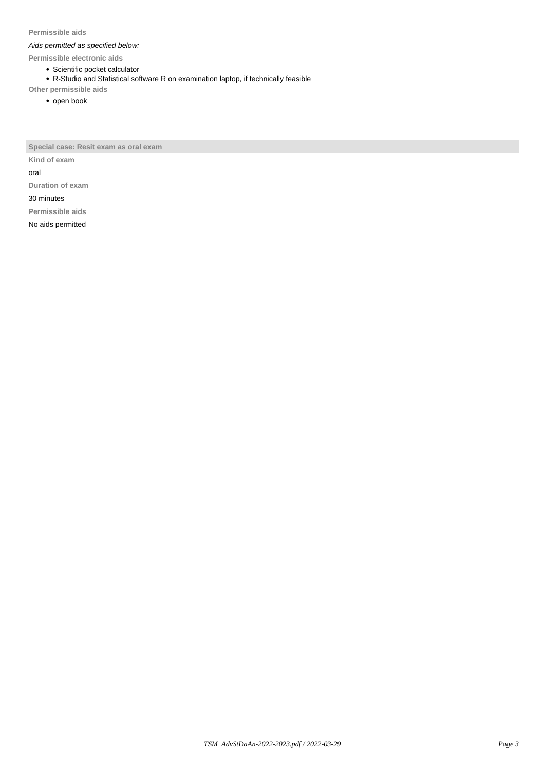**Permissible aids**

*Aids permitted as specified below:*

**Permissible electronic aids**

- Scientific pocket calculator
- R-Studio and Statistical software R on examination laptop, if technically feasible

**Other permissible aids**

- open book

## Special case: Resit exam as oral exam

**Kind of exam**

oral

**Duration of exam**

30 minutes

**Permissible aids**

No aids permitted